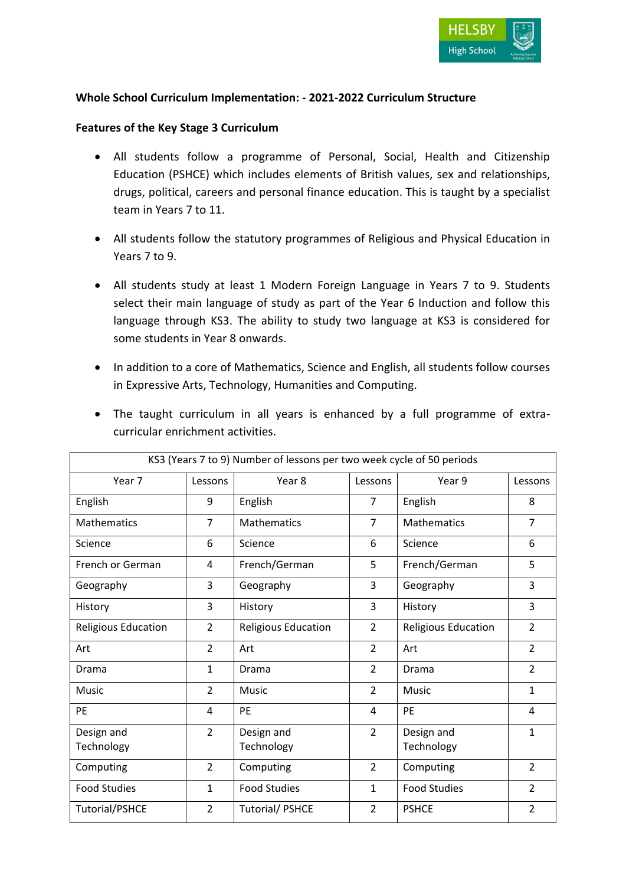**Whole School Curriculum Implementation: - 2021-2022 Curriculum Structure**

**Features of the Key Stage 3 Curriculum**

- All students follow a programme of Personal, Social, Health and Citizenship Education (PSHCE) which includes elements of British values, sex and relationships, drugs, political, careers and personal finance education. This is taught by a specialist team in Years 7 to 11.
- All students follow the statutory programmes of Religious and Physical Education in Years 7 to 9.
- All students study at least 1 Modern Foreign Language in Years 7 to 9. Students select their main language of study as part of the Year 6 Induction and follow this language through KS3. The ability to study two language at KS3 is considered for some students in Year 8 onwards.
- In addition to a core of Mathematics, Science and English, all students follow courses in Expressive Arts, Technology, Humanities and Computing.
- The taught curriculum in all years is enhanced by a full programme of extra-curricular enrichment activities.

| KS3 (Years 7 to 9) Number of lessons per two week cycle of 50 periods | | | | | |
|---|---|---|---|---|---|
| Year 7 | Lessons | Year 8 | Lessons | Year 9 | Lessons |
| English | 9 | English | 7 | English | 8 |
| Mathematics | 7 | Mathematics | 7 | Mathematics | 7 |
| Science | 6 | Science | 6 | Science | 6 |
| French or German | 4 | French/German | 5 | French/German | 5 |
| Geography | 3 | Geography | 3 | Geography | 3 |
| History | 3 | History | 3 | History | 3 |
| Religious Education | 2 | Religious Education | 2 | Religious Education | 2 |
| Art | 2 | Art | 2 | Art | 2 |
| Drama | 1 | Drama | 2 | Drama | 2 |
| Music | 2 | Music | 2 | Music | 1 |
| PE | 4 | PE | 4 | PE | 4 |
| Design and Technology | 2 | Design and Technology | 2 | Design and Technology | 1 |
| Computing | 2 | Computing | 2 | Computing | 2 |
| Food Studies | 1 | Food Studies | 1 | Food Studies | 2 |
| Tutorial/PSHCE | 2 | Tutorial/ PSHCE | 2 | PSHCE | 2 |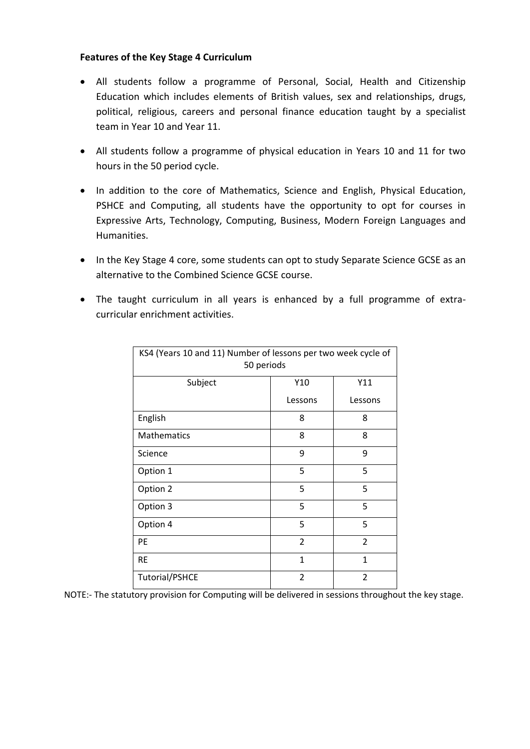**Features of the Key Stage 4 Curriculum**

- All students follow a programme of Personal, Social, Health and Citizenship Education which includes elements of British values, sex and relationships, drugs, political, religious, careers and personal finance education taught by a specialist team in Year 10 and Year 11.
- All students follow a programme of physical education in Years 10 and 11 for two hours in the 50 period cycle.
- In addition to the core of Mathematics, Science and English, Physical Education, PSHCE and Computing, all students have the opportunity to opt for courses in Expressive Arts, Technology, Computing, Business, Modern Foreign Languages and Humanities.
- In the Key Stage 4 core, some students can opt to study Separate Science GCSE as an alternative to the Combined Science GCSE course.
- The taught curriculum in all years is enhanced by a full programme of extra-curricular enrichment activities.

| KS4 (Years 10 and 11) Number of lessons per two week cycle of 50 periods | | |
|---|---|---|
| Subject | Y10 Lessons | Y11 Lessons |
| English | 8 | 8 |
| Mathematics | 8 | 8 |
| Science | 9 | 9 |
| Option 1 | 5 | 5 |
| Option 2 | 5 | 5 |
| Option 3 | 5 | 5 |
| Option 4 | 5 | 5 |
| PE | 2 | 2 |
| RE | 1 | 1 |
| Tutorial/PSHCE | 2 | 2 |

NOTE:- The statutory provision for Computing will be delivered in sessions throughout the key stage.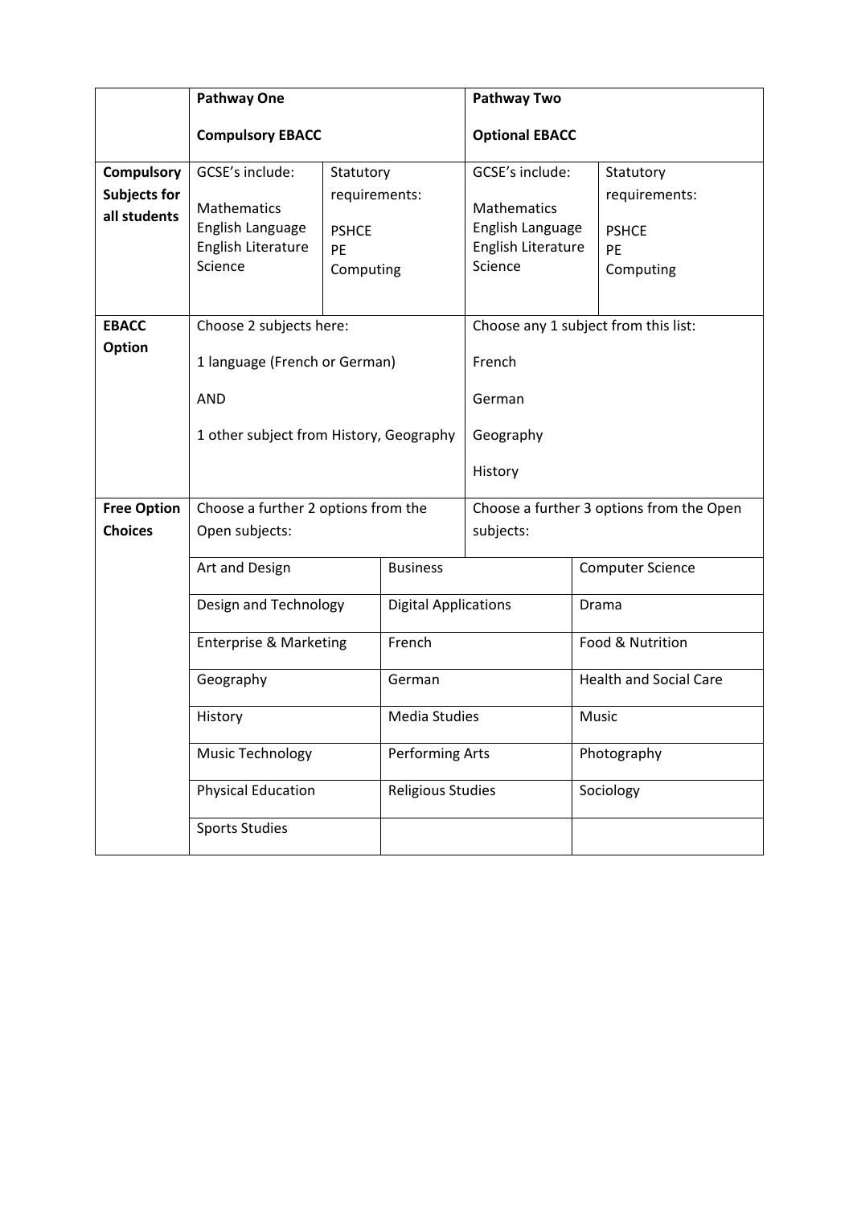| | Pathway One<br><br>Compulsory EBACC | | | Pathway Two<br><br>Optional EBACC | |
|---|---|---|---|---|---|
| **Compulsory Subjects for all students** | GCSE's include:<br><br>Mathematics<br>English Language<br>English Literature<br>Science | Statutory requirements:<br><br>PSHCE<br>PE<br>Computing | | GCSE's include:<br><br>Mathematics<br>English Language<br>English Literature<br>Science | Statutory requirements:<br><br>PSHCE<br>PE<br>Computing |
| **EBACC Option** | Choose 2 subjects here:<br><br>1 language (French or German)<br><br>AND<br><br>1 other subject from History, Geography | | | Choose any 1 subject from this list:<br><br>French<br><br>German<br><br>Geography<br><br>History | |
| **Free Option Choices** | Choose a further 2 options from the Open subjects: | | | Choose a further 3 options from the Open subjects: | |
| | Art and Design | | Business | | Computer Science |
| | Design and Technology | | Digital Applications | | Drama |
| | Enterprise & Marketing | | French | | Food & Nutrition |
| | Geography | | German | | Health and Social Care |
| | History | | Media Studies | | Music |
| | Music Technology | | Performing Arts | | Photography |
| | Physical Education | | Religious Studies | | Sociology |
| | Sports Studies | | | | |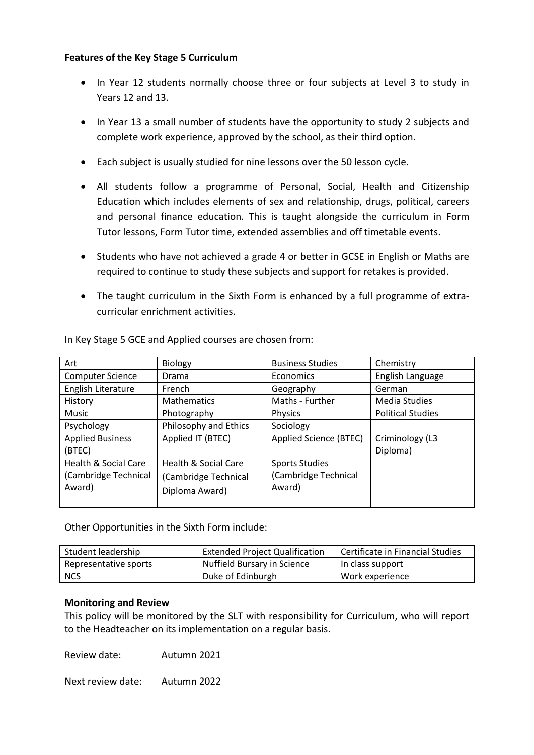**Features of the Key Stage 5 Curriculum**

- In Year 12 students normally choose three or four subjects at Level 3 to study in Years 12 and 13.
- In Year 13 a small number of students have the opportunity to study 2 subjects and complete work experience, approved by the school, as their third option.
- Each subject is usually studied for nine lessons over the 50 lesson cycle.
- All students follow a programme of Personal, Social, Health and Citizenship Education which includes elements of sex and relationship, drugs, political, careers and personal finance education. This is taught alongside the curriculum in Form Tutor lessons, Form Tutor time, extended assemblies and off timetable events.
- Students who have not achieved a grade 4 or better in GCSE in English or Maths are required to continue to study these subjects and support for retakes is provided.
- The taught curriculum in the Sixth Form is enhanced by a full programme of extra-curricular enrichment activities.

In Key Stage 5 GCE and Applied courses are chosen from:

| | | | |
|---|---|---|---|
| Art | Biology | Business Studies | Chemistry |
| Computer Science | Drama | Economics | English Language |
| English Literature | French | Geography | German |
| History | Mathematics | Maths - Further | Media Studies |
| Music | Photography | Physics | Political Studies |
| Psychology | Philosophy and Ethics | Sociology | |
| Applied Business (BTEC) | Applied IT (BTEC) | Applied Science (BTEC) | Criminology (L3 Diploma) |
| Health & Social Care (Cambridge Technical Award) | Health & Social Care (Cambridge Technical Diploma Award) | Sports Studies (Cambridge Technical Award) | |

Other Opportunities in the Sixth Form include:

| | | |
|---|---|---|
| Student leadership | Extended Project Qualification | Certificate in Financial Studies |
| Representative sports | Nuffield Bursary in Science | In class support |
| NCS | Duke of Edinburgh | Work experience |

**Monitoring and Review**

This policy will be monitored by the SLT with responsibility for Curriculum, who will report to the Headteacher on its implementation on a regular basis.

Review date: Autumn 2021

Next review date: Autumn 2022